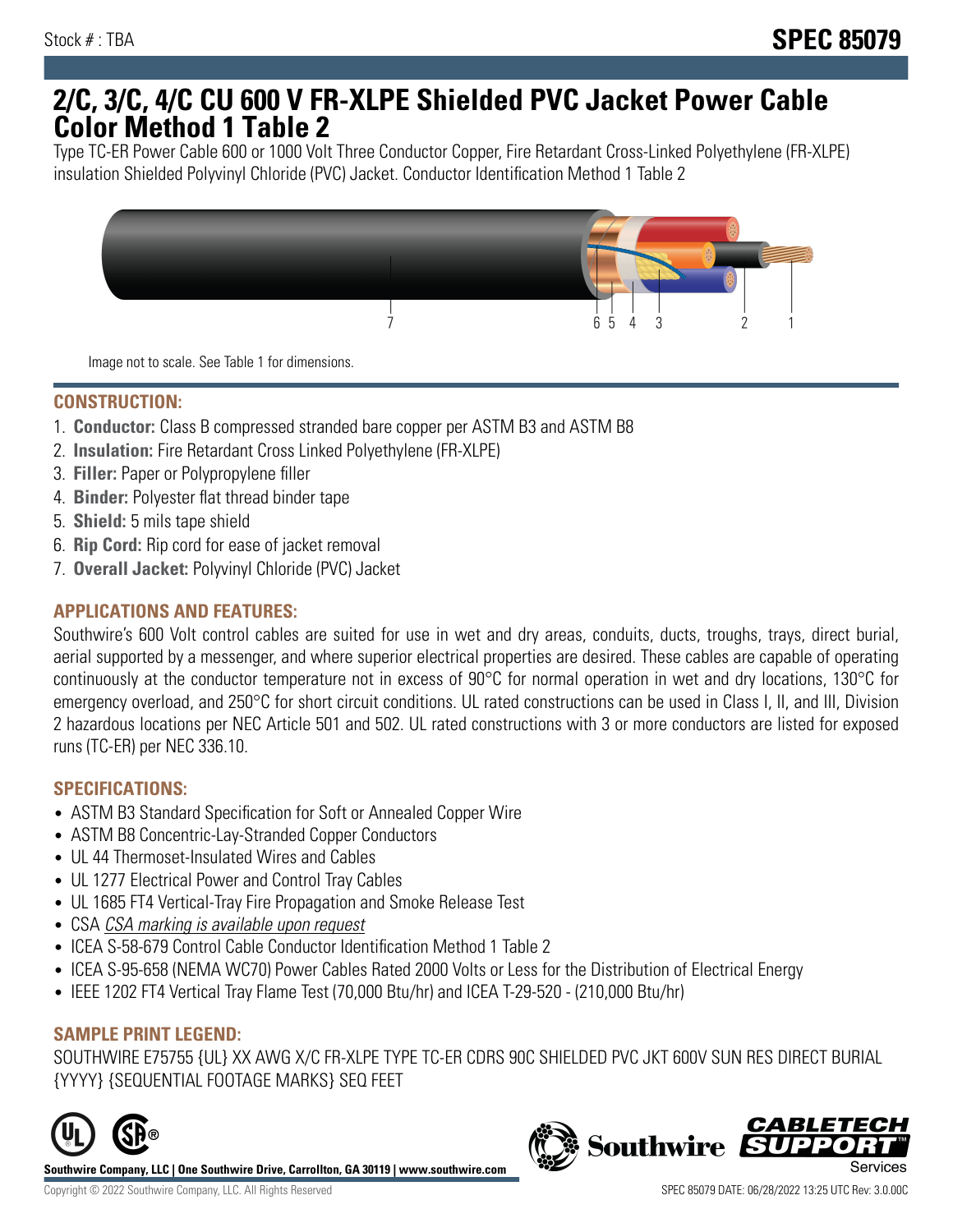Stock # : TBA

# SPEC 85079

# 2/C, 3/C, 4/C CU 600 V FR-XLPE Shielded PVC Jacket Power Cable Color Method 1 Table 2

Type TC-ER Power Cable 600 or 1000 Volt Three Conductor Copper, Fire Retardant Cross-Linked Polyethylene (FR-XLPE) insulation Shielded Polyvinyl Chloride (PVC) Jacket. Conductor Identification Method 1 Table 2

Image not to scale. See Table 1 for dimensions.

## CONSTRUCTION:

1. **Conductor:** Class B compressed stranded bare copper per ASTM B3 and ASTM B8
2. **Insulation:** Fire Retardant Cross Linked Polyethylene (FR-XLPE)
3. **Filler:** Paper or Polypropylene filler
4. **Binder:** Polyester flat thread binder tape
5. **Shield:** 5 mils tape shield
6. **Rip Cord:** Rip cord for ease of jacket removal
7. **Overall Jacket:** Polyvinyl Chloride (PVC) Jacket

## APPLICATIONS AND FEATURES:

Southwire's 600 Volt control cables are suited for use in wet and dry areas, conduits, ducts, troughs, trays, direct burial, aerial supported by a messenger, and where superior electrical properties are desired. These cables are capable of operating continuously at the conductor temperature not in excess of 90°C for normal operation in wet and dry locations, 130°C for emergency overload, and 250°C for short circuit conditions. UL rated constructions can be used in Class I, II, and III, Division 2 hazardous locations per NEC Article 501 and 502. UL rated constructions with 3 or more conductors are listed for exposed runs (TC-ER) per NEC 336.10.

## SPECIFICATIONS:

- ASTM B3 Standard Specification for Soft or Annealed Copper Wire
- ASTM B8 Concentric-Lay-Stranded Copper Conductors
- UL 44 Thermoset-Insulated Wires and Cables
- UL 1277 Electrical Power and Control Tray Cables
- UL 1685 FT4 Vertical-Tray Fire Propagation and Smoke Release Test
- CSA *CSA marking is available upon request*
- ICEA S-58-679 Control Cable Conductor Identification Method 1 Table 2
- ICEA S-95-658 (NEMA WC70) Power Cables Rated 2000 Volts or Less for the Distribution of Electrical Energy
- IEEE 1202 FT4 Vertical Tray Flame Test (70,000 Btu/hr) and ICEA T-29-520 - (210,000 Btu/hr)

## SAMPLE PRINT LEGEND:

SOUTHWIRE E75755 {UL} XX AWG X/C FR-XLPE TYPE TC-ER CDRS 90C SHIELDED PVC JKT 600V SUN RES DIRECT BURIAL {YYYY} {SEQUENTIAL FOOTAGE MARKS} SEQ FEET

**Southwire Company, LLC | One Southwire Drive, Carrollton, GA 30119 | www.southwire.com**

Copyright © 2022 Southwire Company, LLC. All Rights Reserved

SPEC 85079 DATE: 06/28/2022 13:25 UTC Rev: 3.0.00C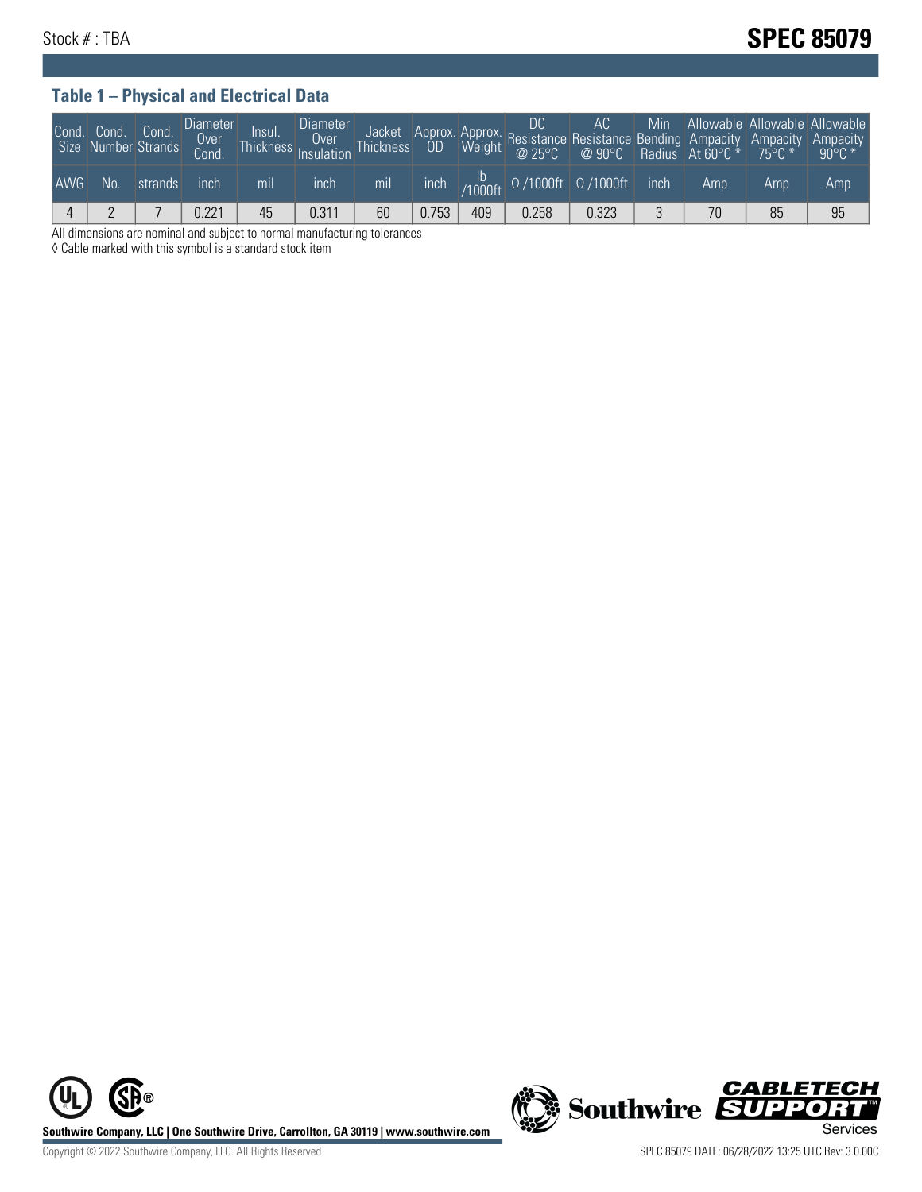### Table 1 – Physical and Electrical Data

| Cond. Size | Cond. Number | Cond. Strands | Diameter Over Cond. | Insul. Thickness | Diameter Over Insulation | Jacket Thickness | Approx. OD | Approx. Weight | DC Resistance @ 25°C | AC Resistance @ 90°C | Min Bending Radius | Allowable Ampacity At 60°C * | Allowable Ampacity 75°C * | Allowable Ampacity 90°C * |
|---|---|---|---|---|---|---|---|---|---|---|---|---|---|---|
| AWG | No. | strands | inch | mil | inch | mil | inch | lb /1000ft | Ω /1000ft | Ω /1000ft | inch | Amp | Amp | Amp |
| 4 | 2 | 7 | 0.221 | 45 | 0.311 | 60 | 0.753 | 409 | 0.258 | 0.323 | 3 | 70 | 85 | 95 |

All dimensions are nominal and subject to normal manufacturing tolerances

◊ Cable marked with this symbol is a standard stock item

**Southwire Company, LLC | One Southwire Drive, Carrollton, GA 30119 | www.southwire.com**

Copyright © 2022 Southwire Company, LLC. All Rights Reserved